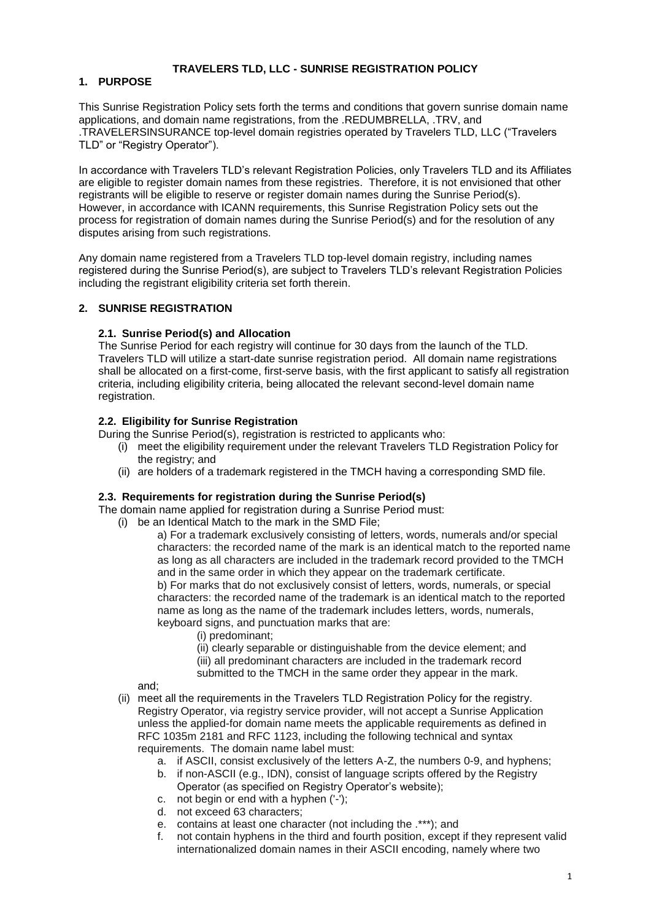# TRAVELERS TLD, LLC - SUNRISE REGISTRATION POLICY

## 1. PURPOSE

This Sunrise Registration Policy sets forth the terms and conditions that govern sunrise domain name applications, and domain name registrations, from the .REDUMBRELLA, .TRV, and .TRAVELERSINSURANCE top-level domain registries operated by Travelers TLD, LLC ("Travelers TLD" or "Registry Operator").

In accordance with Travelers TLD's relevant Registration Policies, only Travelers TLD and its Affiliates are eligible to register domain names from these registries. Therefore, it is not envisioned that other registrants will be eligible to reserve or register domain names during the Sunrise Period(s). However, in accordance with ICANN requirements, this Sunrise Registration Policy sets out the process for registration of domain names during the Sunrise Period(s) and for the resolution of any disputes arising from such registrations.

Any domain name registered from a Travelers TLD top-level domain registry, including names registered during the Sunrise Period(s), are subject to Travelers TLD's relevant Registration Policies including the registrant eligibility criteria set forth therein.

## 2. SUNRISE REGISTRATION

### 2.1. Sunrise Period(s) and Allocation

The Sunrise Period for each registry will continue for 30 days from the launch of the TLD. Travelers TLD will utilize a start-date sunrise registration period. All domain name registrations shall be allocated on a first-come, first-serve basis, with the first applicant to satisfy all registration criteria, including eligibility criteria, being allocated the relevant second-level domain name registration.

### 2.2. Eligibility for Sunrise Registration

During the Sunrise Period(s), registration is restricted to applicants who:

(i) meet the eligibility requirement under the relevant Travelers TLD Registration Policy for the registry; and

(ii) are holders of a trademark registered in the TMCH having a corresponding SMD file.

### 2.3. Requirements for registration during the Sunrise Period(s)

The domain name applied for registration during a Sunrise Period must:

(i) be an Identical Match to the mark in the SMD File;

  a) For a trademark exclusively consisting of letters, words, numerals and/or special characters: the recorded name of the mark is an identical match to the reported name as long as all characters are included in the trademark record provided to the TMCH and in the same order in which they appear on the trademark certificate.

  b) For marks that do not exclusively consist of letters, words, numerals, or special characters: the recorded name of the trademark is an identical match to the reported name as long as the name of the trademark includes letters, words, numerals, keyboard signs, and punctuation marks that are:

    (i) predominant;

    (ii) clearly separable or distinguishable from the device element; and

    (iii) all predominant characters are included in the trademark record submitted to the TMCH in the same order they appear in the mark.

and;

(ii) meet all the requirements in the Travelers TLD Registration Policy for the registry. Registry Operator, via registry service provider, will not accept a Sunrise Application unless the applied-for domain name meets the applicable requirements as defined in RFC 1035m 2181 and RFC 1123, including the following technical and syntax requirements. The domain name label must:

  a. if ASCII, consist exclusively of the letters A-Z, the numbers 0-9, and hyphens;
  b. if non-ASCII (e.g., IDN), consist of language scripts offered by the Registry Operator (as specified on Registry Operator's website);
  c. not begin or end with a hyphen ('-');
  d. not exceed 63 characters;
  e. contains at least one character (not including the .***); and
  f. not contain hyphens in the third and fourth position, except if they represent valid internationalized domain names in their ASCII encoding, namely where two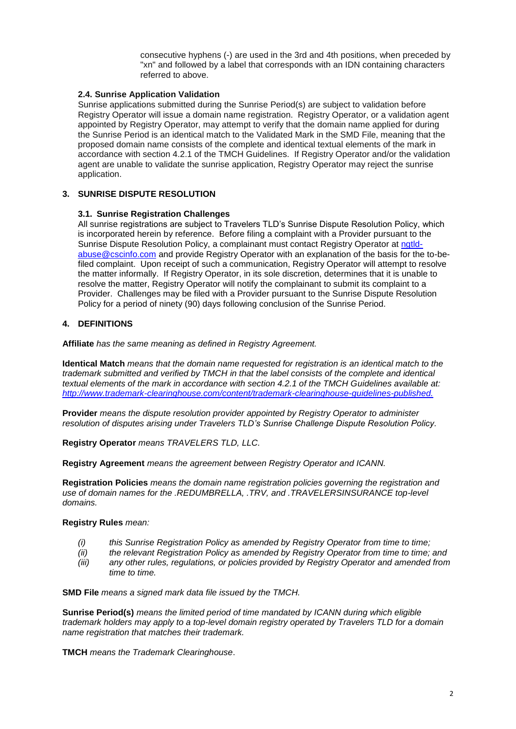consecutive hyphens (-) are used in the 3rd and 4th positions, when preceded by "xn" and followed by a label that corresponds with an IDN containing characters referred to above.

### 2.4. Sunrise Application Validation

Sunrise applications submitted during the Sunrise Period(s) are subject to validation before Registry Operator will issue a domain name registration. Registry Operator, or a validation agent appointed by Registry Operator, may attempt to verify that the domain name applied for during the Sunrise Period is an identical match to the Validated Mark in the SMD File, meaning that the proposed domain name consists of the complete and identical textual elements of the mark in accordance with section 4.2.1 of the TMCH Guidelines. If Registry Operator and/or the validation agent are unable to validate the sunrise application, Registry Operator may reject the sunrise application.

## 3. SUNRISE DISPUTE RESOLUTION

### 3.1. Sunrise Registration Challenges

All sunrise registrations are subject to Travelers TLD's Sunrise Dispute Resolution Policy, which is incorporated herein by reference. Before filing a complaint with a Provider pursuant to the Sunrise Dispute Resolution Policy, a complainant must contact Registry Operator at ngtld-abuse@cscinfo.com and provide Registry Operator with an explanation of the basis for the to-be-filed complaint. Upon receipt of such a communication, Registry Operator will attempt to resolve the matter informally. If Registry Operator, in its sole discretion, determines that it is unable to resolve the matter, Registry Operator will notify the complainant to submit its complaint to a Provider. Challenges may be filed with a Provider pursuant to the Sunrise Dispute Resolution Policy for a period of ninety (90) days following conclusion of the Sunrise Period.

## 4. DEFINITIONS

**Affiliate** *has the same meaning as defined in Registry Agreement.*

**Identical Match** *means that the domain name requested for registration is an identical match to the trademark submitted and verified by TMCH in that the label consists of the complete and identical textual elements of the mark in accordance with section 4.2.1 of the TMCH Guidelines available at: http://www.trademark-clearinghouse.com/content/trademark-clearinghouse-guidelines-published.*

**Provider** *means the dispute resolution provider appointed by Registry Operator to administer resolution of disputes arising under Travelers TLD's Sunrise Challenge Dispute Resolution Policy.*

**Registry Operator** *means TRAVELERS TLD, LLC.*

**Registry Agreement** *means the agreement between Registry Operator and ICANN.*

**Registration Policies** *means the domain name registration policies governing the registration and use of domain names for the .REDUMBRELLA, .TRV, and .TRAVELERSINSURANCE top-level domains.*

**Registry Rules** *mean:*

- *(i) this Sunrise Registration Policy as amended by Registry Operator from time to time;*
- *(ii) the relevant Registration Policy as amended by Registry Operator from time to time; and*
- *(iii) any other rules, regulations, or policies provided by Registry Operator and amended from time to time.*

**SMD File** *means a signed mark data file issued by the TMCH.*

**Sunrise Period(s)** *means the limited period of time mandated by ICANN during which eligible trademark holders may apply to a top-level domain registry operated by Travelers TLD for a domain name registration that matches their trademark.*

**TMCH** *means the Trademark Clearinghouse*.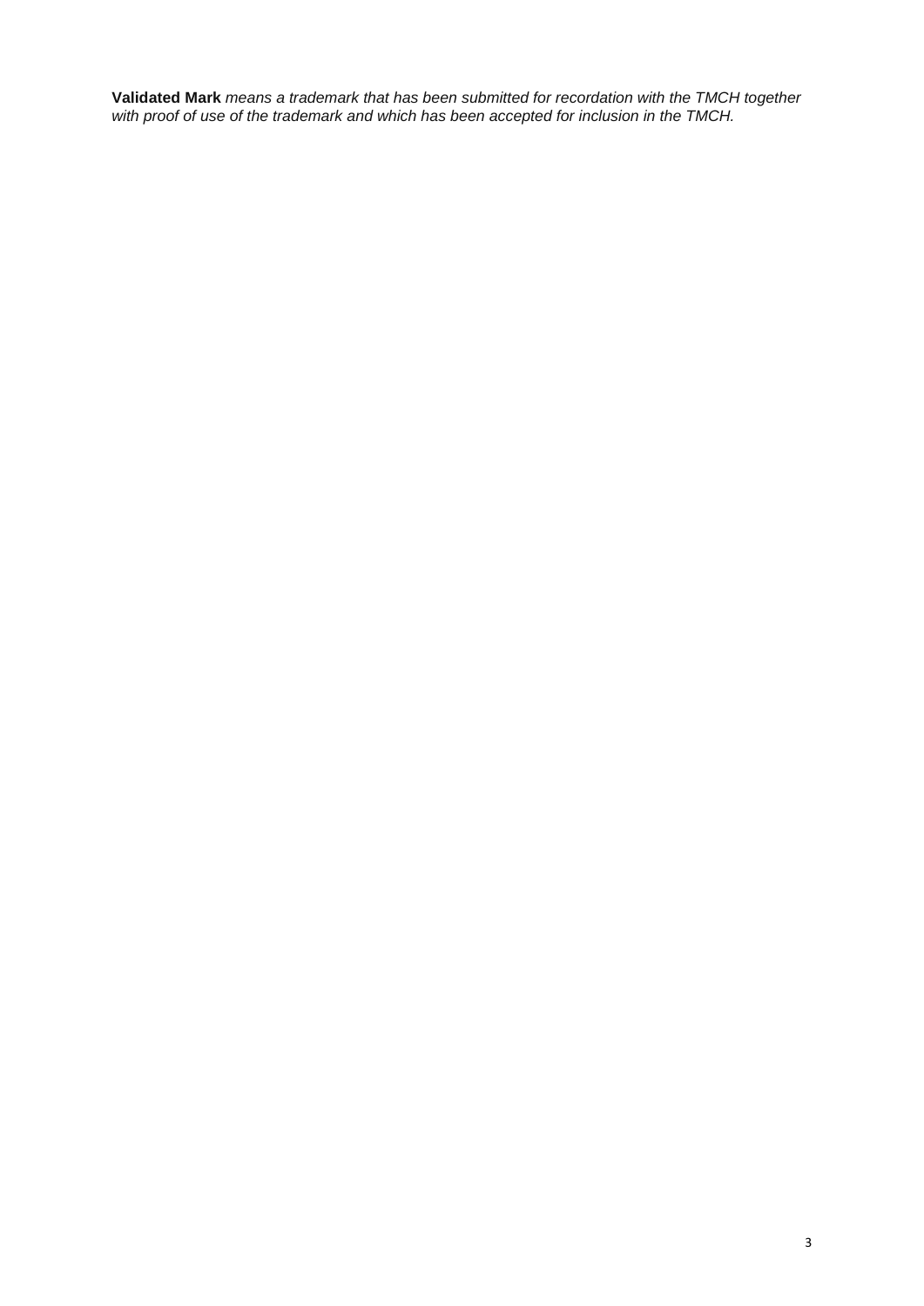**Validated Mark** *means a trademark that has been submitted for recordation with the TMCH together with proof of use of the trademark and which has been accepted for inclusion in the TMCH.*